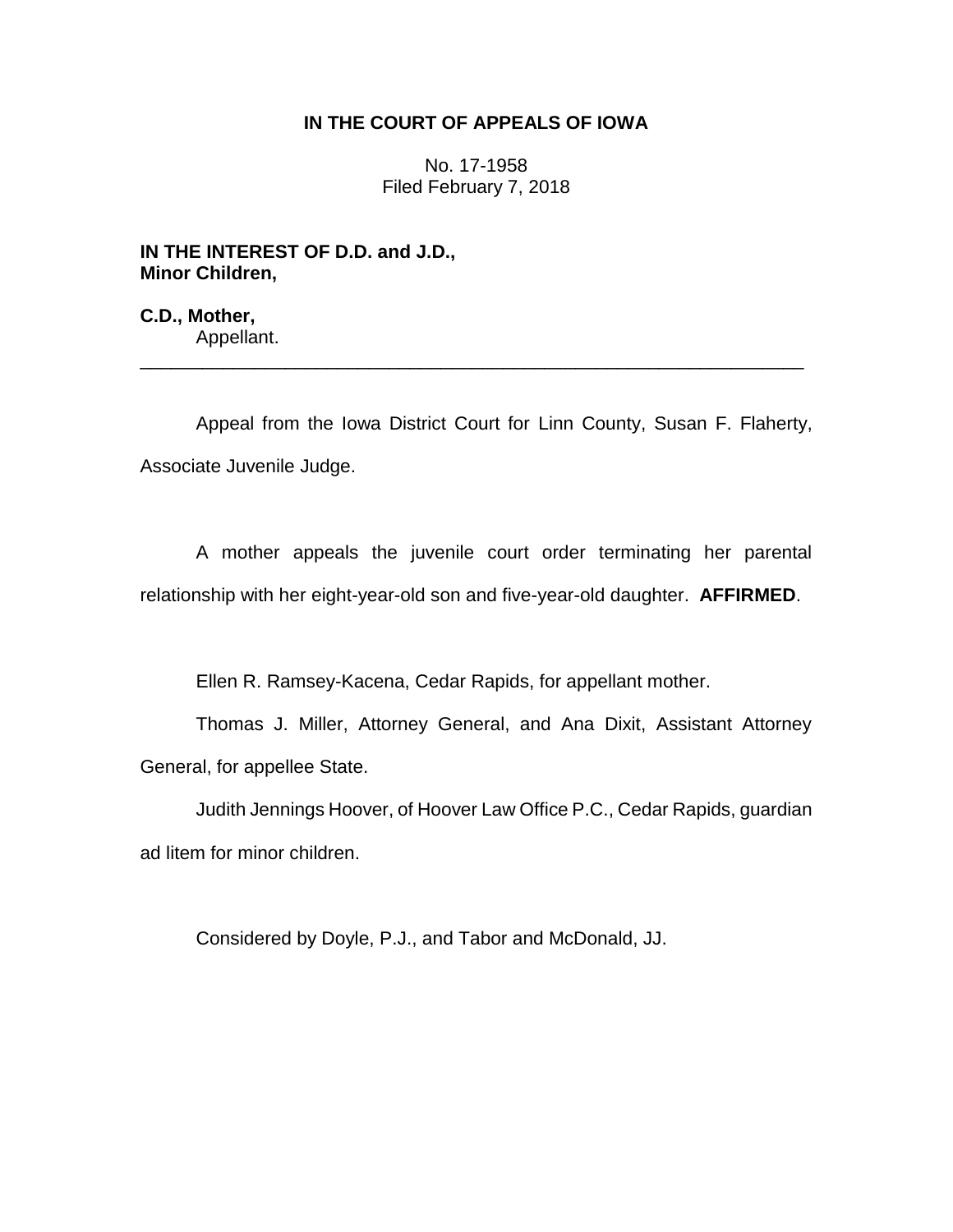**IN THE COURT OF APPEALS OF IOWA**

No. 17-1958
Filed February 7, 2018

**IN THE INTEREST OF D.D. and J.D.,
Minor Children,**

**C.D., Mother,**
Appellant.

---

Appeal from the Iowa District Court for Linn County, Susan F. Flaherty, Associate Juvenile Judge.

A mother appeals the juvenile court order terminating her parental relationship with her eight-year-old son and five-year-old daughter. **AFFIRMED**.

Ellen R. Ramsey-Kacena, Cedar Rapids, for appellant mother.

Thomas J. Miller, Attorney General, and Ana Dixit, Assistant Attorney General, for appellee State.

Judith Jennings Hoover, of Hoover Law Office P.C., Cedar Rapids, guardian ad litem for minor children.

Considered by Doyle, P.J., and Tabor and McDonald, JJ.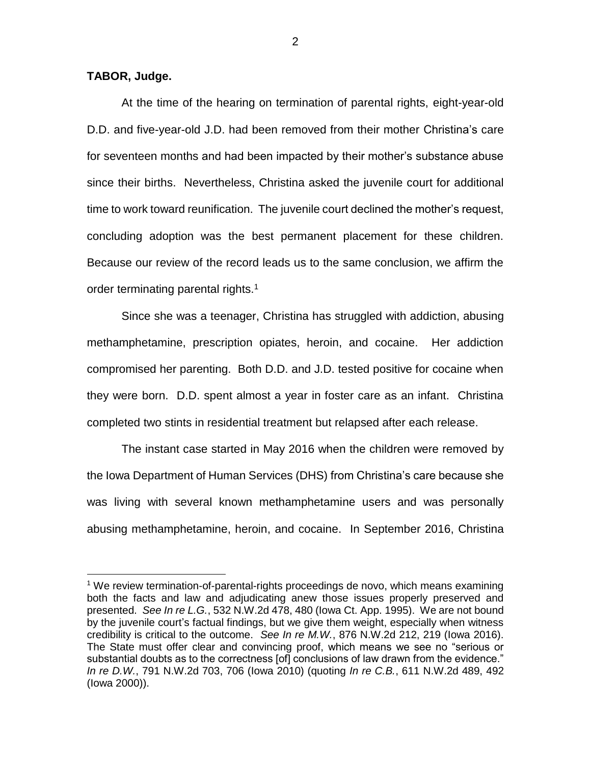**TABOR, Judge.**

At the time of the hearing on termination of parental rights, eight-year-old D.D. and five-year-old J.D. had been removed from their mother Christina's care for seventeen months and had been impacted by their mother's substance abuse since their births. Nevertheless, Christina asked the juvenile court for additional time to work toward reunification. The juvenile court declined the mother's request, concluding adoption was the best permanent placement for these children. Because our review of the record leads us to the same conclusion, we affirm the order terminating parental rights.[1]

Since she was a teenager, Christina has struggled with addiction, abusing methamphetamine, prescription opiates, heroin, and cocaine. Her addiction compromised her parenting. Both D.D. and J.D. tested positive for cocaine when they were born. D.D. spent almost a year in foster care as an infant. Christina completed two stints in residential treatment but relapsed after each release.

The instant case started in May 2016 when the children were removed by the Iowa Department of Human Services (DHS) from Christina's care because she was living with several known methamphetamine users and was personally abusing methamphetamine, heroin, and cocaine. In September 2016, Christina

---

[1] We review termination-of-parental-rights proceedings de novo, which means examining both the facts and law and adjudicating anew those issues properly preserved and presented. *See In re L.G.*, 532 N.W.2d 478, 480 (Iowa Ct. App. 1995). We are not bound by the juvenile court's factual findings, but we give them weight, especially when witness credibility is critical to the outcome. *See In re M.W.*, 876 N.W.2d 212, 219 (Iowa 2016). The State must offer clear and convincing proof, which means we see no "serious or substantial doubts as to the correctness [of] conclusions of law drawn from the evidence." *In re D.W.*, 791 N.W.2d 703, 706 (Iowa 2010) (quoting *In re C.B.*, 611 N.W.2d 489, 492 (Iowa 2000)).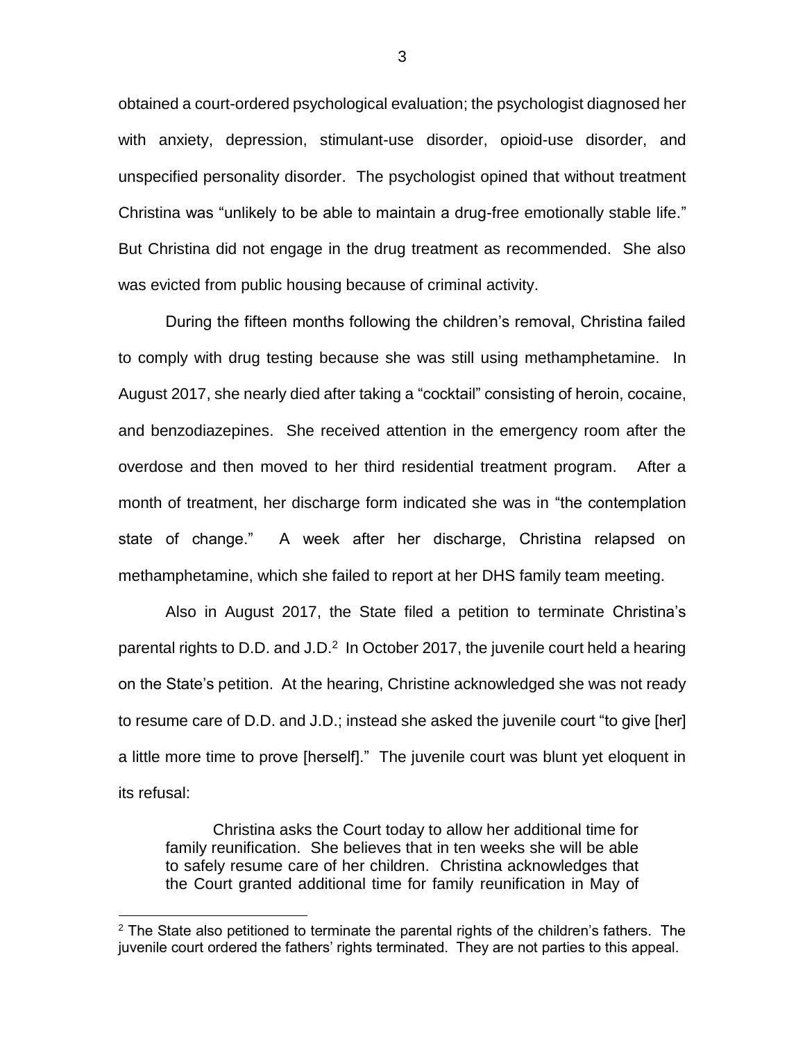obtained a court-ordered psychological evaluation; the psychologist diagnosed her with anxiety, depression, stimulant-use disorder, opioid-use disorder, and unspecified personality disorder. The psychologist opined that without treatment Christina was "unlikely to be able to maintain a drug-free emotionally stable life." But Christina did not engage in the drug treatment as recommended. She also was evicted from public housing because of criminal activity.

During the fifteen months following the children's removal, Christina failed to comply with drug testing because she was still using methamphetamine. In August 2017, she nearly died after taking a "cocktail" consisting of heroin, cocaine, and benzodiazepines. She received attention in the emergency room after the overdose and then moved to her third residential treatment program. After a month of treatment, her discharge form indicated she was in "the contemplation state of change." A week after her discharge, Christina relapsed on methamphetamine, which she failed to report at her DHS family team meeting.

Also in August 2017, the State filed a petition to terminate Christina's parental rights to D.D. and J.D.[2] In October 2017, the juvenile court held a hearing on the State's petition. At the hearing, Christine acknowledged she was not ready to resume care of D.D. and J.D.; instead she asked the juvenile court "to give [her] a little more time to prove [herself]." The juvenile court was blunt yet eloquent in its refusal:

> Christina asks the Court today to allow her additional time for family reunification. She believes that in ten weeks she will be able to safely resume care of her children. Christina acknowledges that the Court granted additional time for family reunification in May of

[2] The State also petitioned to terminate the parental rights of the children's fathers. The juvenile court ordered the fathers' rights terminated. They are not parties to this appeal.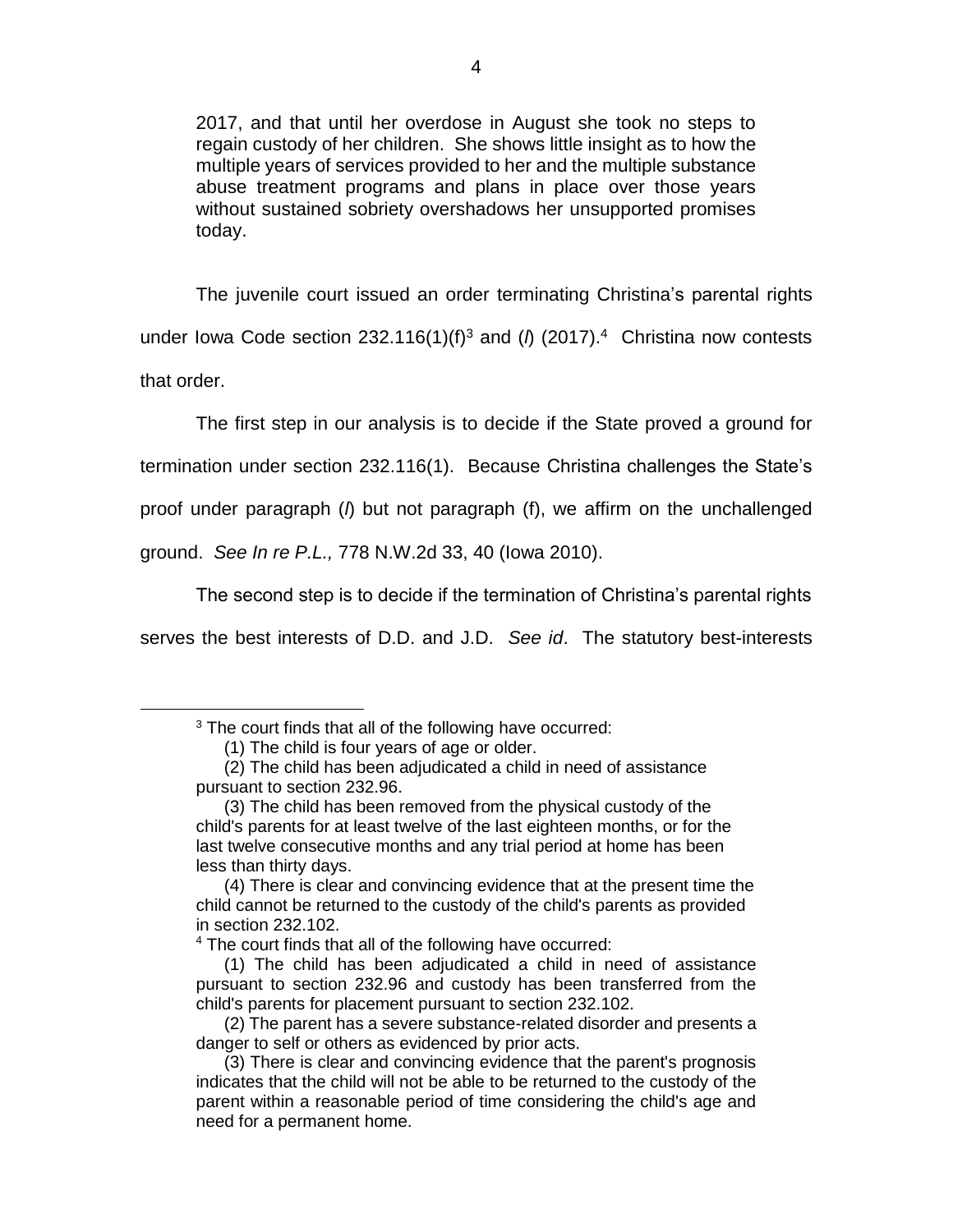2017, and that until her overdose in August she took no steps to regain custody of her children. She shows little insight as to how the multiple years of services provided to her and the multiple substance abuse treatment programs and plans in place over those years without sustained sobriety overshadows her unsupported promises today.

The juvenile court issued an order terminating Christina's parental rights under Iowa Code section 232.116(1)(f)[3] and (*l*) (2017).[4] Christina now contests that order.

The first step in our analysis is to decide if the State proved a ground for termination under section 232.116(1). Because Christina challenges the State's proof under paragraph (*l*) but not paragraph (f), we affirm on the unchallenged ground. *See In re P.L.,* 778 N.W.2d 33, 40 (Iowa 2010).

The second step is to decide if the termination of Christina's parental rights serves the best interests of D.D. and J.D. *See id*. The statutory best-interests

---

[3] The court finds that all of the following have occurred:

(1) The child is four years of age or older.

(2) The child has been adjudicated a child in need of assistance pursuant to section 232.96.

(3) The child has been removed from the physical custody of the child's parents for at least twelve of the last eighteen months, or for the last twelve consecutive months and any trial period at home has been less than thirty days.

(4) There is clear and convincing evidence that at the present time the child cannot be returned to the custody of the child's parents as provided in section 232.102.

[4] The court finds that all of the following have occurred:

(1) The child has been adjudicated a child in need of assistance pursuant to section 232.96 and custody has been transferred from the child's parents for placement pursuant to section 232.102.

(2) The parent has a severe substance-related disorder and presents a danger to self or others as evidenced by prior acts.

(3) There is clear and convincing evidence that the parent's prognosis indicates that the child will not be able to be returned to the custody of the parent within a reasonable period of time considering the child's age and need for a permanent home.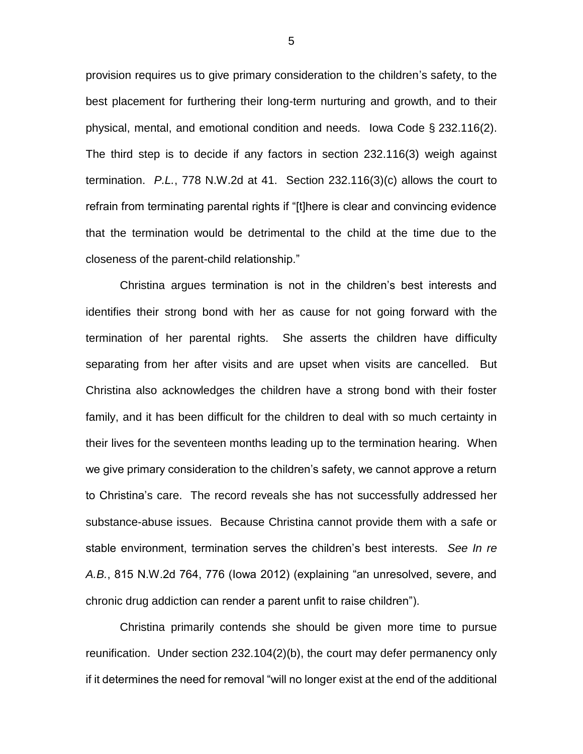provision requires us to give primary consideration to the children's safety, to the best placement for furthering their long-term nurturing and growth, and to their physical, mental, and emotional condition and needs. Iowa Code § 232.116(2). The third step is to decide if any factors in section 232.116(3) weigh against termination. *P.L.*, 778 N.W.2d at 41. Section 232.116(3)(c) allows the court to refrain from terminating parental rights if "[t]here is clear and convincing evidence that the termination would be detrimental to the child at the time due to the closeness of the parent-child relationship."

Christina argues termination is not in the children's best interests and identifies their strong bond with her as cause for not going forward with the termination of her parental rights. She asserts the children have difficulty separating from her after visits and are upset when visits are cancelled. But Christina also acknowledges the children have a strong bond with their foster family, and it has been difficult for the children to deal with so much certainty in their lives for the seventeen months leading up to the termination hearing. When we give primary consideration to the children's safety, we cannot approve a return to Christina's care. The record reveals she has not successfully addressed her substance-abuse issues. Because Christina cannot provide them with a safe or stable environment, termination serves the children's best interests. *See In re A.B.*, 815 N.W.2d 764, 776 (Iowa 2012) (explaining "an unresolved, severe, and chronic drug addiction can render a parent unfit to raise children").

Christina primarily contends she should be given more time to pursue reunification. Under section 232.104(2)(b), the court may defer permanency only if it determines the need for removal "will no longer exist at the end of the additional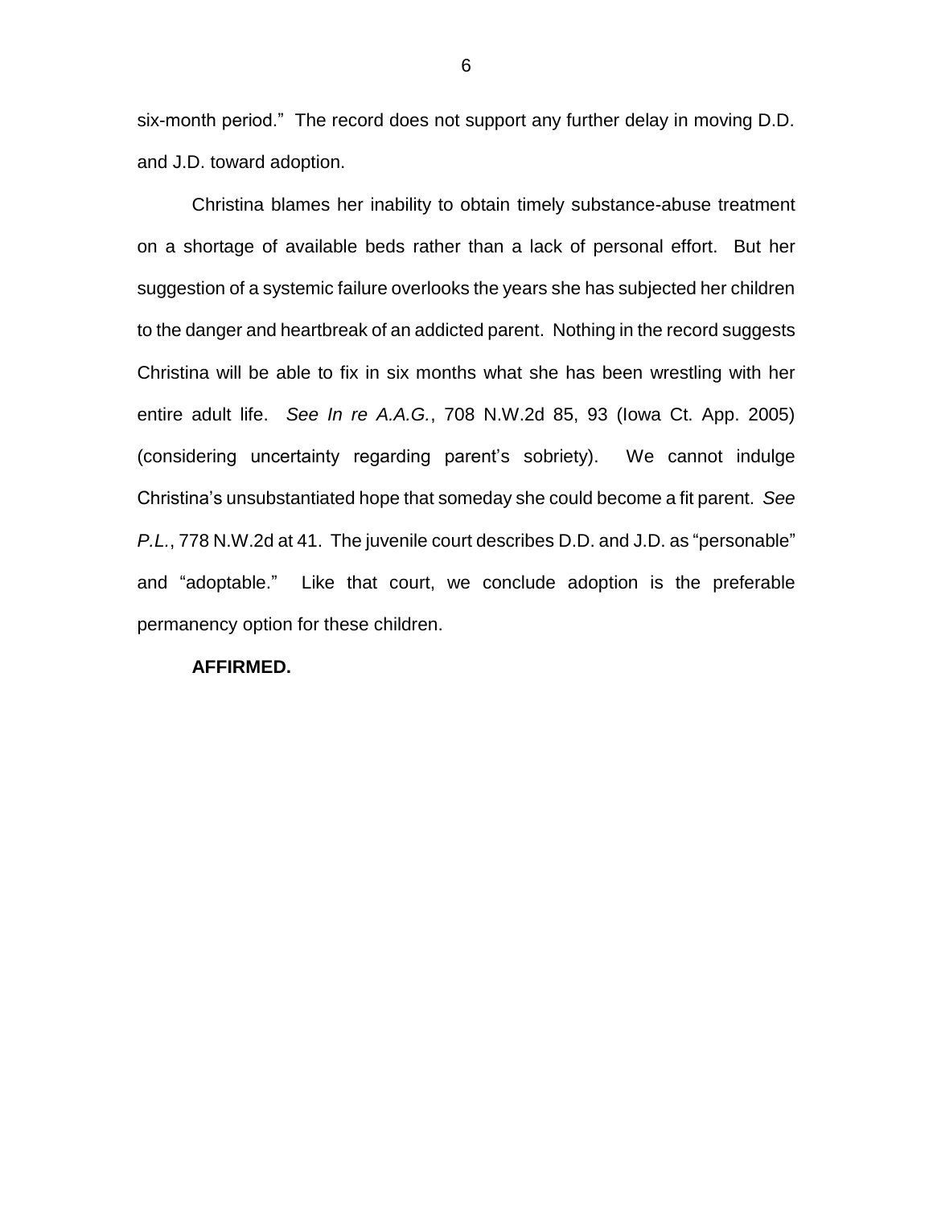six-month period." The record does not support any further delay in moving D.D. and J.D. toward adoption.

Christina blames her inability to obtain timely substance-abuse treatment on a shortage of available beds rather than a lack of personal effort. But her suggestion of a systemic failure overlooks the years she has subjected her children to the danger and heartbreak of an addicted parent. Nothing in the record suggests Christina will be able to fix in six months what she has been wrestling with her entire adult life. *See In re A.A.G.*, 708 N.W.2d 85, 93 (Iowa Ct. App. 2005) (considering uncertainty regarding parent's sobriety). We cannot indulge Christina's unsubstantiated hope that someday she could become a fit parent. *See P.L.*, 778 N.W.2d at 41. The juvenile court describes D.D. and J.D. as "personable" and "adoptable." Like that court, we conclude adoption is the preferable permanency option for these children.

**AFFIRMED.**